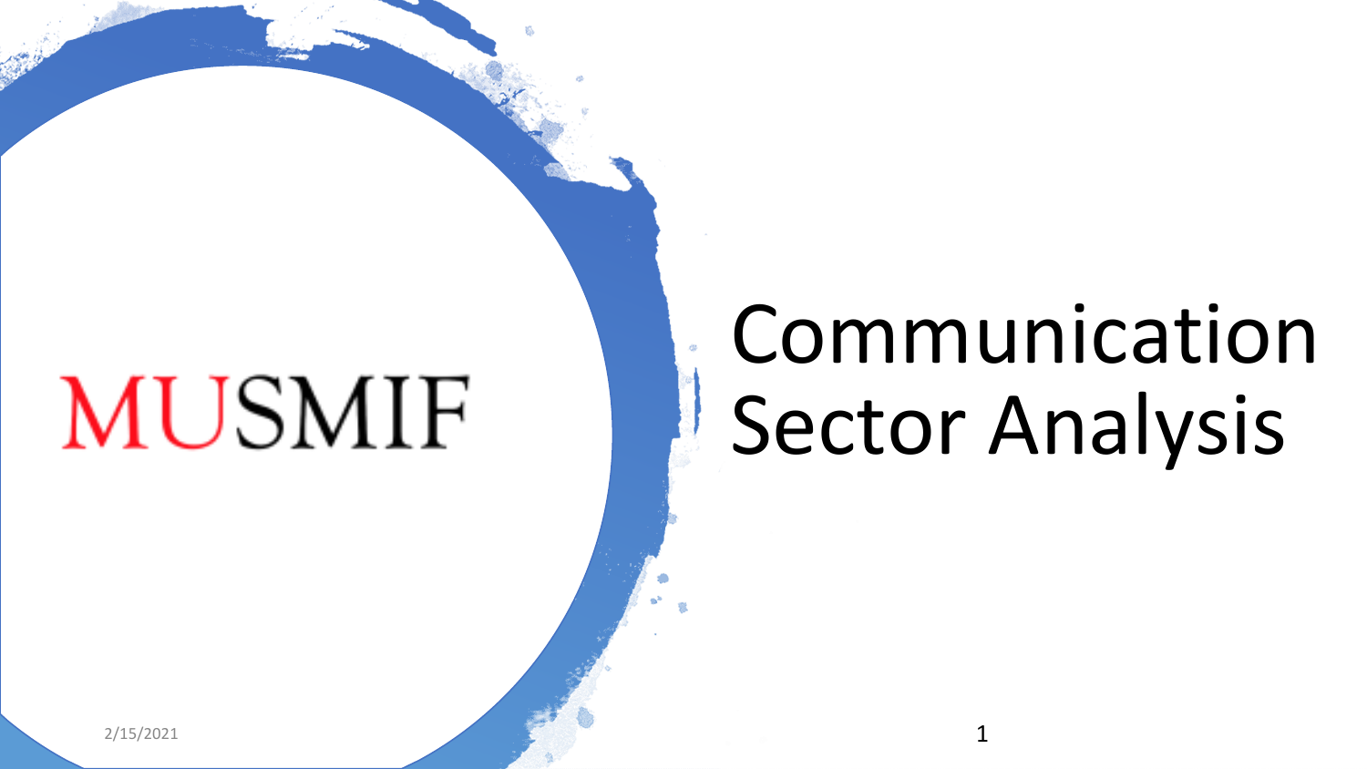MUSMIF

# Communication Sector Analysis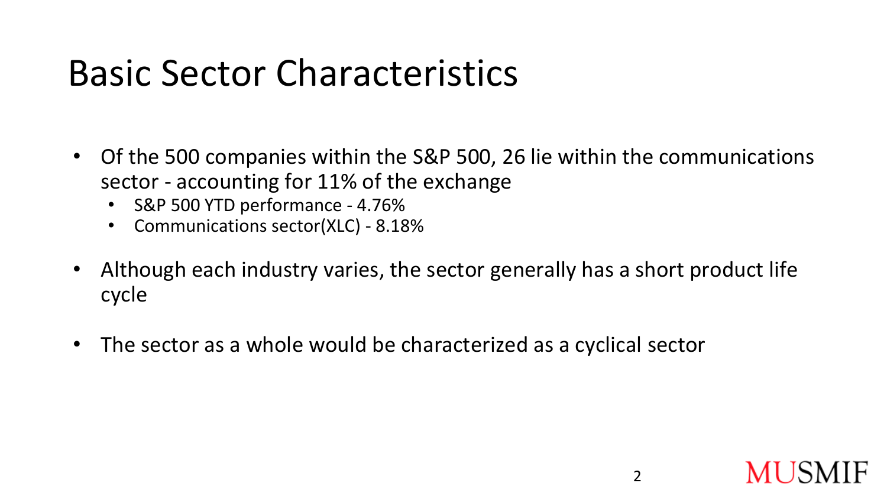# Basic Sector Characteristics

- Of the 500 companies within the S&P 500, 26 lie within the communications sector - accounting for 11% of the exchange
  - S&P 500 YTD performance - 4.76%
  - Communications sector(XLC) - 8.18%
- Although each industry varies, the sector generally has a short product life cycle
- The sector as a whole would be characterized as a cyclical sector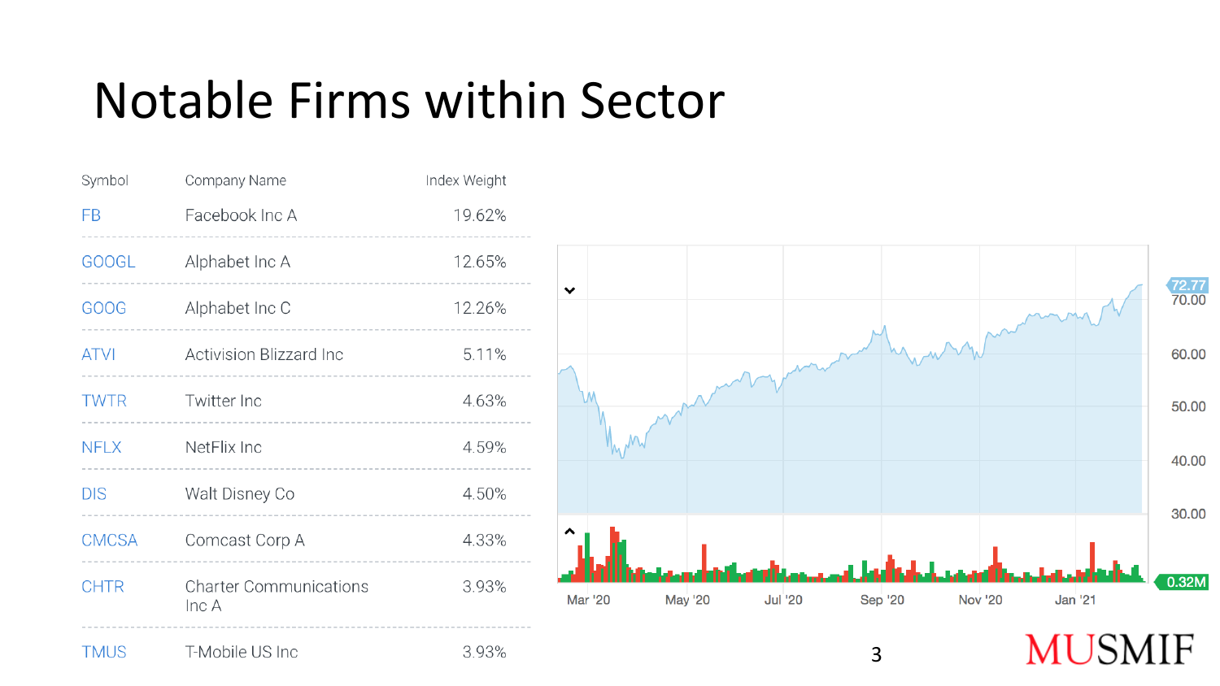# Notable Firms within Sector

| Symbol | Company Name | Index Weight |
|---|---|---|
| FB | Facebook Inc A | 19.62% |
| GOOGL | Alphabet Inc A | 12.65% |
| GOOG | Alphabet Inc C | 12.26% |
| ATVI | Activision Blizzard Inc | 5.11% |
| TWTR | Twitter Inc | 4.63% |
| NFLX | NetFlix Inc | 4.59% |
| DIS | Walt Disney Co | 4.50% |
| CMCSA | Comcast Corp A | 4.33% |
| CHTR | Charter Communications Inc A | 3.93% |
| TMUS | T-Mobile US Inc | 3.93% |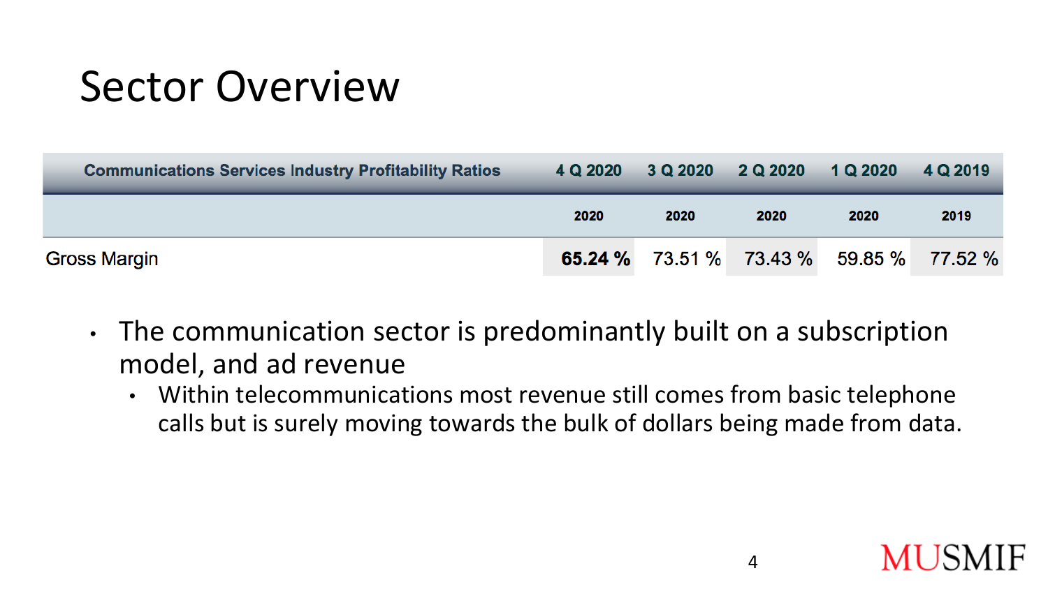# Sector Overview

| Communications Services Industry Profitability Ratios | 4 Q 2020 | 3 Q 2020 | 2 Q 2020 | 1 Q 2020 | 4 Q 2019 |
|---|---|---|---|---|---|
| | 2020 | 2020 | 2020 | 2020 | 2019 |
| Gross Margin | **65.24 %** | 73.51 % | 73.43 % | 59.85 % | 77.52 % |

- The communication sector is predominantly built on a subscription model, and ad revenue
  - Within telecommunications most revenue still comes from basic telephone calls but is surely moving towards the bulk of dollars being made from data.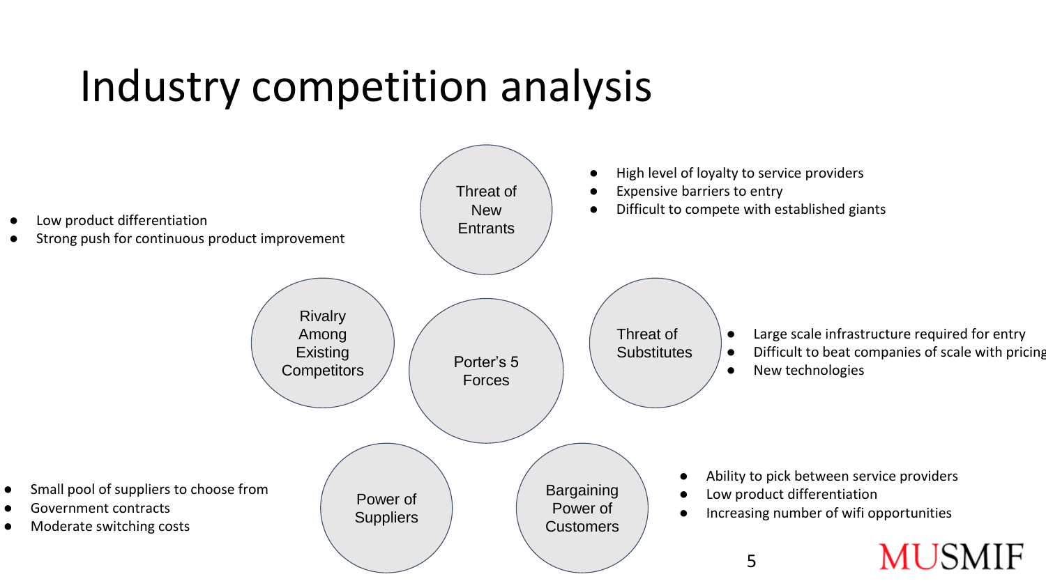# Industry competition analysis

Porter's 5 Forces

**Threat of New Entrants**

- High level of loyalty to service providers
- Expensive barriers to entry
- Difficult to compete with established giants

**Rivalry Among Existing Competitors**

- Low product differentiation
- Strong push for continuous product improvement

**Threat of Substitutes**

- Large scale infrastructure required for entry
- Difficult to beat companies of scale with pricing
- New technologies

**Power of Suppliers**

- Small pool of suppliers to choose from
- Government contracts
- Moderate switching costs

**Bargaining Power of Customers**

- Ability to pick between service providers
- Low product differentiation
- Increasing number of wifi opportunities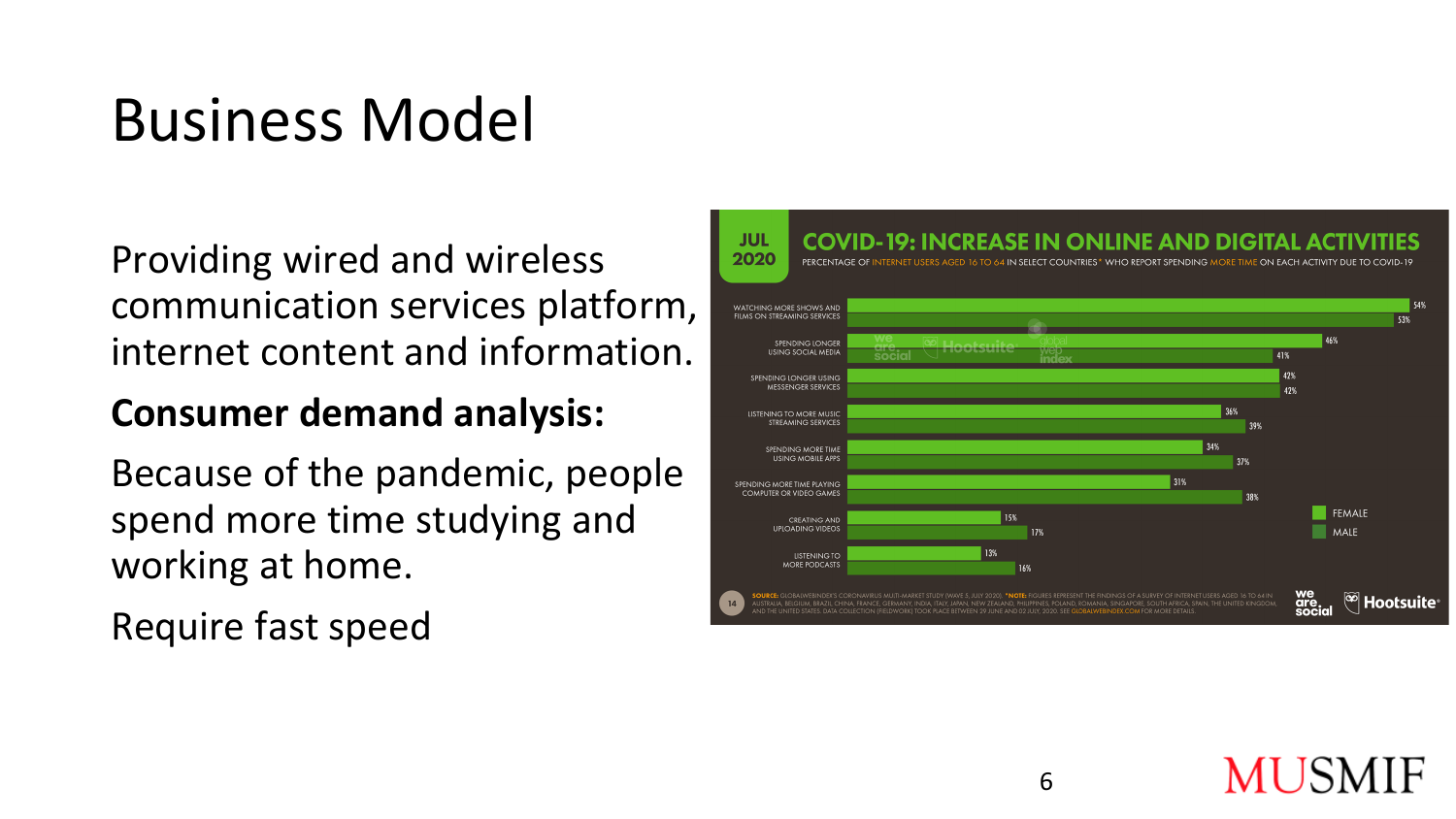# Business Model

Providing wired and wireless communication services platform, internet content and information.

**Consumer demand analysis:**

Because of the pandemic, people spend more time studying and working at home.

Require fast speed

**JUL 2020**

**COVID-19: INCREASE IN ONLINE AND DIGITAL ACTIVITIES**

PERCENTAGE OF INTERNET USERS AGED 16 TO 64 IN SELECT COUNTRIES* WHO REPORT SPENDING MORE TIME ON EACH ACTIVITY DUE TO COVID-19

| Activity | Female | Male |
| --- | --- | --- |
| Watching more shows and films on streaming services | 54% | 53% |
| Spending longer using social media | 46% | 41% |
| Spending longer using messenger services | 42% | 42% |
| Listening to more music streaming services | 36% | 39% |
| Spending more time using mobile apps | 34% | 37% |
| Spending more time playing computer or video games | 31% | 38% |
| Creating and uploading videos | 15% | 17% |
| Listening to more podcasts | 13% | 16% |

SOURCE: GLOBALWEBINDEX'S CORONAVIRUS MULTI-MARKET STUDY (WAVE 5, JULY 2020). *NOTE: FIGURES REPRESENT THE FINDINGS OF A SURVEY OF INTERNET USERS AGED 16 TO 64 IN AUSTRALIA, BELGIUM, BRAZIL, CHINA, FRANCE, GERMANY, INDIA, ITALY, JAPAN, NEW ZEALAND, PHILIPPINES, POLAND, ROMANIA, SINGAPORE, SOUTH AFRICA, SPAIN, THE UNITED KINGDOM, AND THE UNITED STATES. DATA COLLECTION (FIELDWORK) TOOK PLACE BETWEEN 29 JUNE AND 02 JULY, 2020. SEE GLOBALWEBINDEX.COM FOR MORE DETAILS.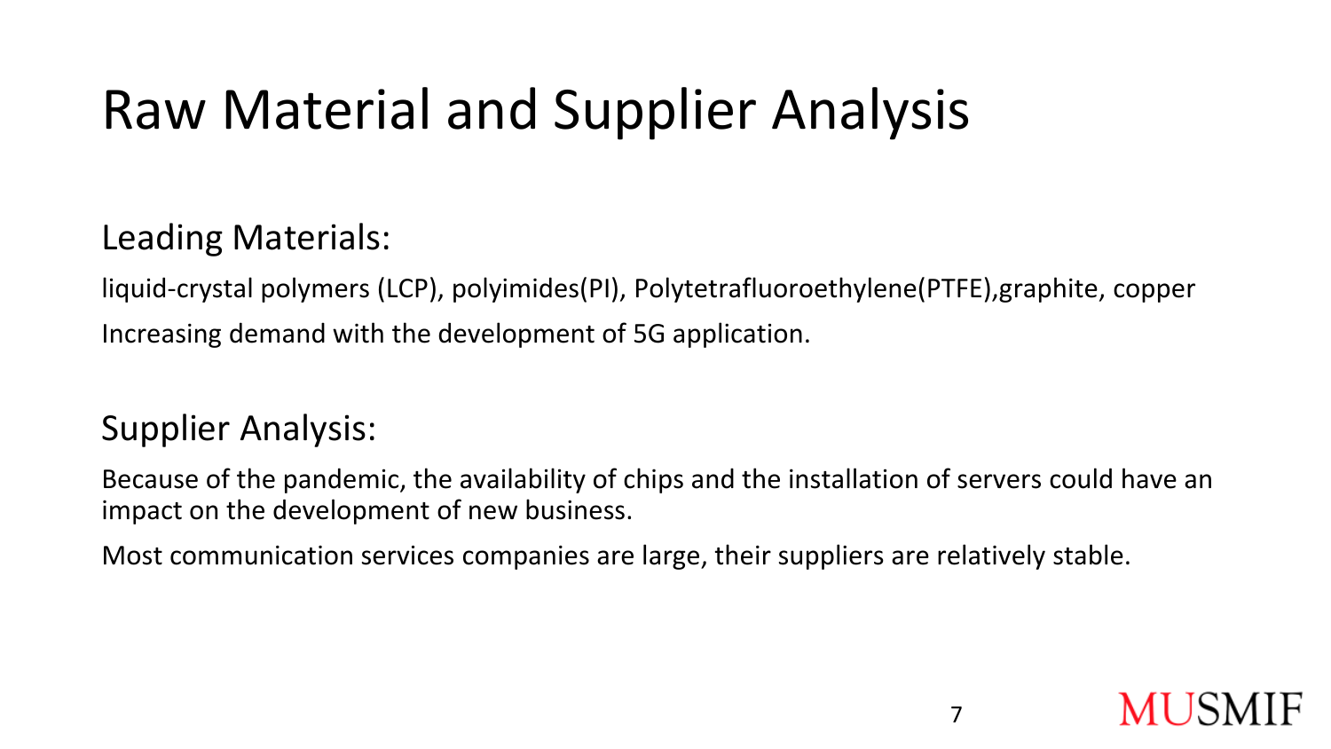# Raw Material and Supplier Analysis

## Leading Materials:

liquid-crystal polymers (LCP), polyimides(PI), Polytetrafluoroethylene(PTFE),graphite, copper

Increasing demand with the development of 5G application.

## Supplier Analysis:

Because of the pandemic, the availability of chips and the installation of servers could have an impact on the development of new business.

Most communication services companies are large, their suppliers are relatively stable.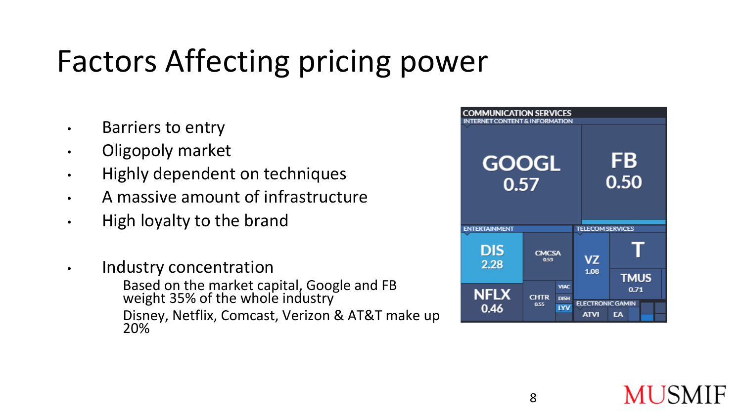# Factors Affecting pricing power

- Barriers to entry
- Oligopoly market
- Highly dependent on techniques
- A massive amount of infrastructure
- High loyalty to the brand
- Industry concentration
  - Based on the market capital, Google and FB weight 35% of the whole industry
  - Disney, Netflix, Comcast, Verizon & AT&T make up 20%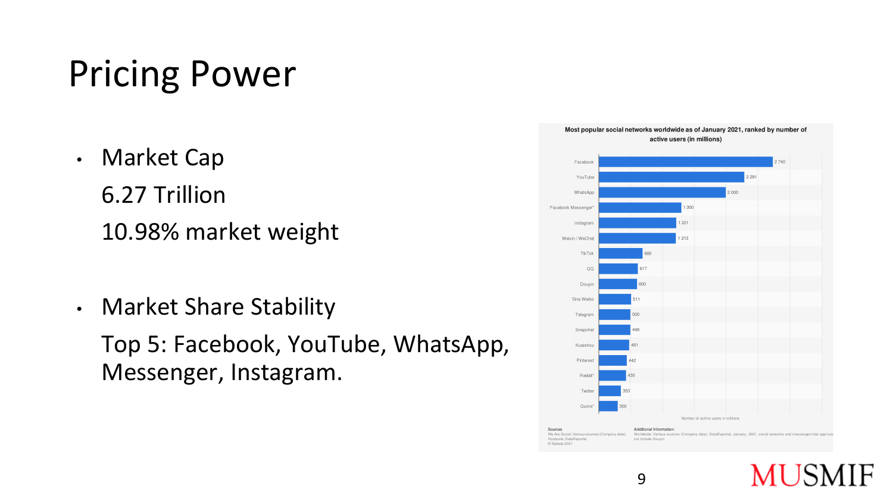# Pricing Power

- Market Cap

  6.27 Trillion

  10.98% market weight

- Market Share Stability

  Top 5: Facebook, YouTube, WhatsApp, Messenger, Instagram.

**Most popular social networks worldwide as of January 2021, ranked by number of active users (in millions)**

| Social network | Number of active users in millions |
| --- | --- |
| Facebook | 2 740 |
| YouTube | 2 291 |
| WhatsApp | 2 000 |
| Facebook Messenger* | 1 300 |
| Instagram | 1 221 |
| Weixin / WeChat | 1 213 |
| TikTok | 689 |
| QQ | 617 |
| Douyin | 600 |
| Sina Weibo | 511 |
| Telegram | 500 |
| Snapchat | 498 |
| Kuaishou | 481 |
| Pinterest | 442 |
| Reddit* | 430 |
| Twitter | 353 |
| Quora* | 300 |

Sources: We Are Social; Various sources (Company data); Hootsuite; DataReportal © Statista 2021

Additional Information: Worldwide; Various sources (Company data); DataReportal; January, 2021; social networks and messenger/chat app/voip not include Douyin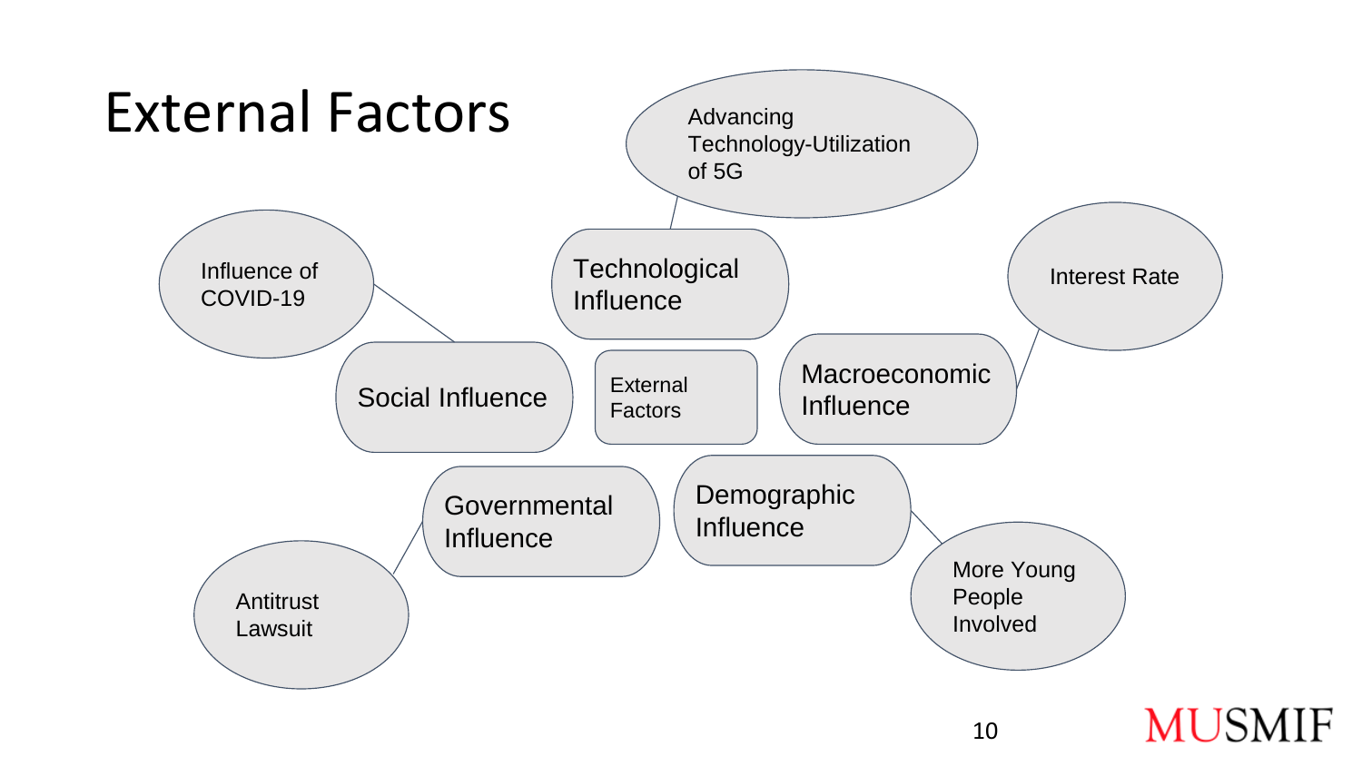# External Factors

- External Factors
  - Technological Influence
    - Advancing Technology-Utilization of 5G
  - Macroeconomic Influence
    - Interest Rate
  - Demographic Influence
    - More Young People Involved
  - Governmental Influence
    - Antitrust Lawsuit
  - Social Influence
    - Influence of COVID-19

MUSMIF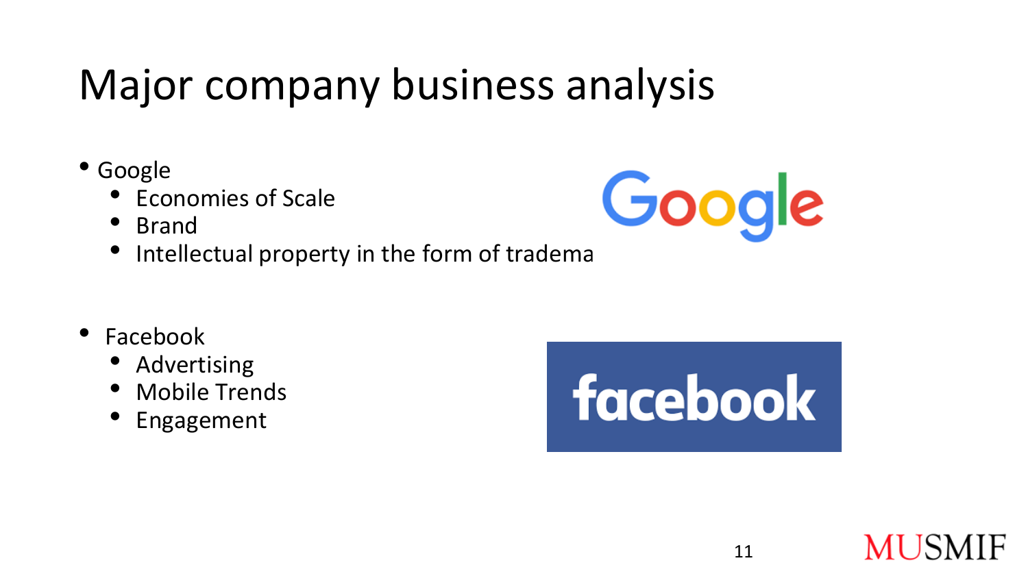# Major company business analysis

- Google
  - Economies of Scale
  - Brand
  - Intellectual property in the form of tradema

- Facebook
  - Advertising
  - Mobile Trends
  - Engagement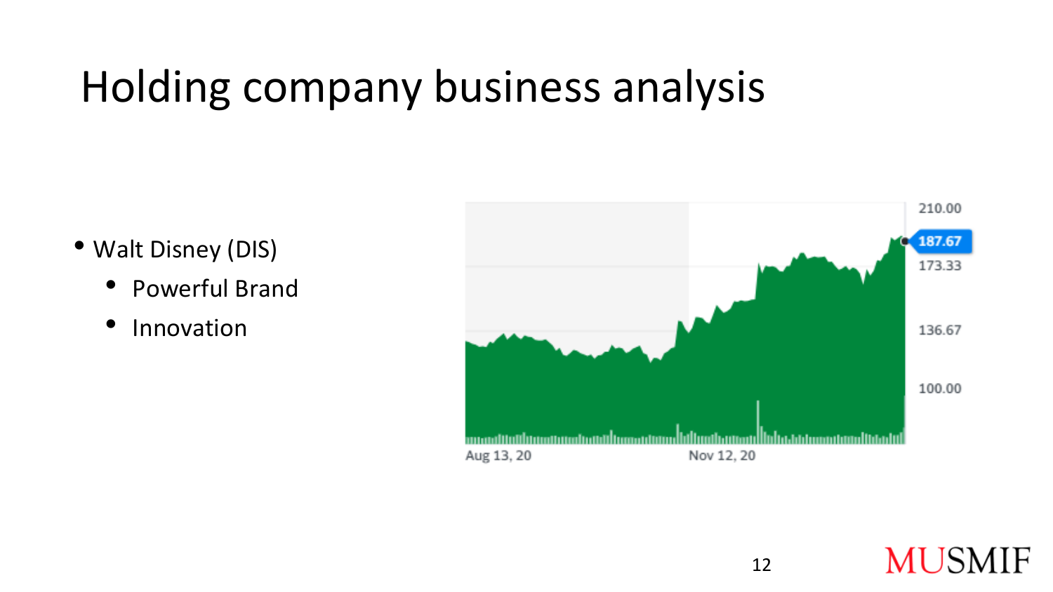# Holding company business analysis

- Walt Disney (DIS)
  - Powerful Brand
  - Innovation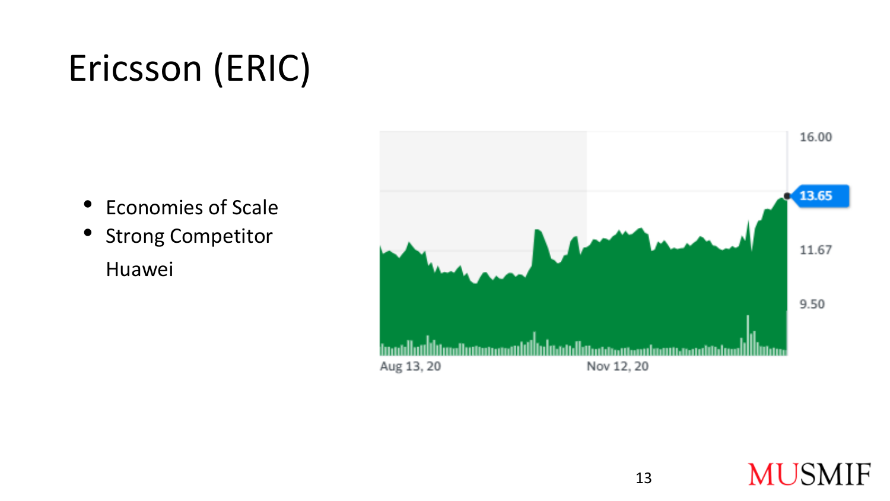# Ericsson (ERIC)

- Economies of Scale
- Strong Competitor

  Huawei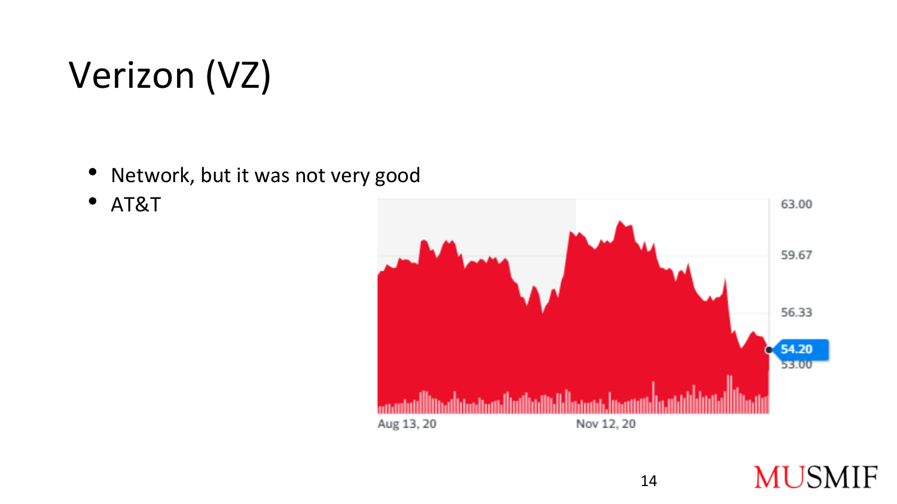# Verizon (VZ)

- Network, but it was not very good
- AT&T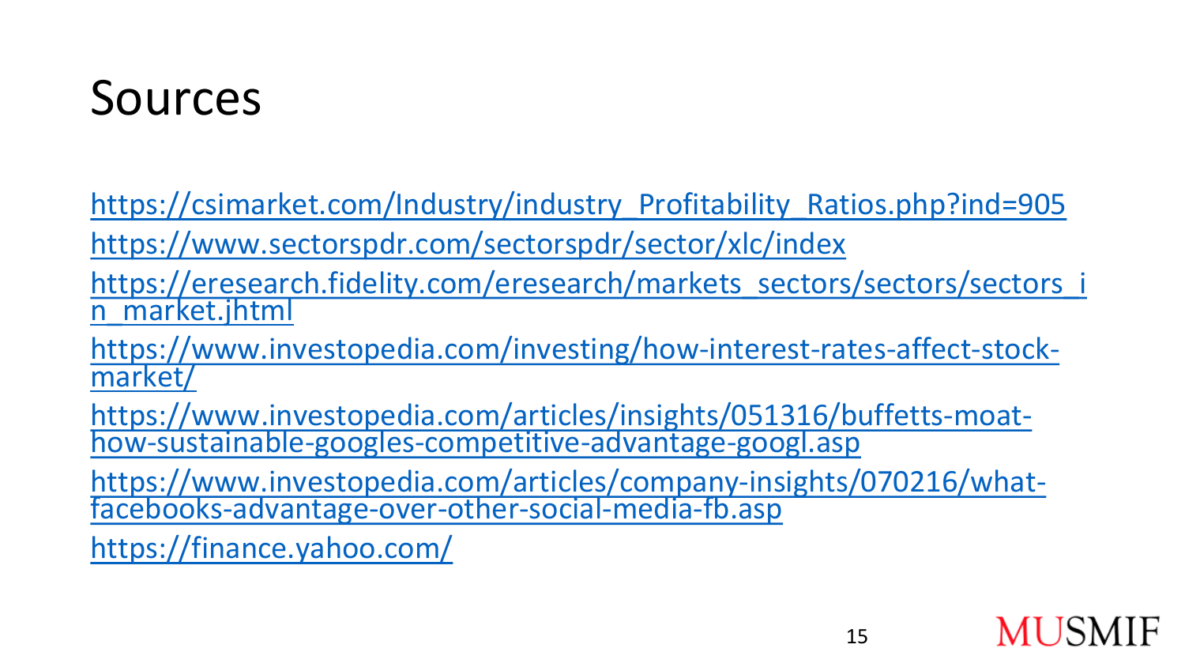# Sources

https://csimarket.com/Industry/industry_Profitability_Ratios.php?ind=905

https://www.sectorspdr.com/sectorspdr/sector/xlc/index

https://eresearch.fidelity.com/eresearch/markets_sectors/sectors/sectors_in_market.jhtml

https://www.investopedia.com/investing/how-interest-rates-affect-stock-market/

https://www.investopedia.com/articles/insights/051316/buffetts-moat-how-sustainable-googles-competitive-advantage-googl.asp

https://www.investopedia.com/articles/company-insights/070216/what-facebooks-advantage-over-other-social-media-fb.asp

https://finance.yahoo.com/

MUSMIF